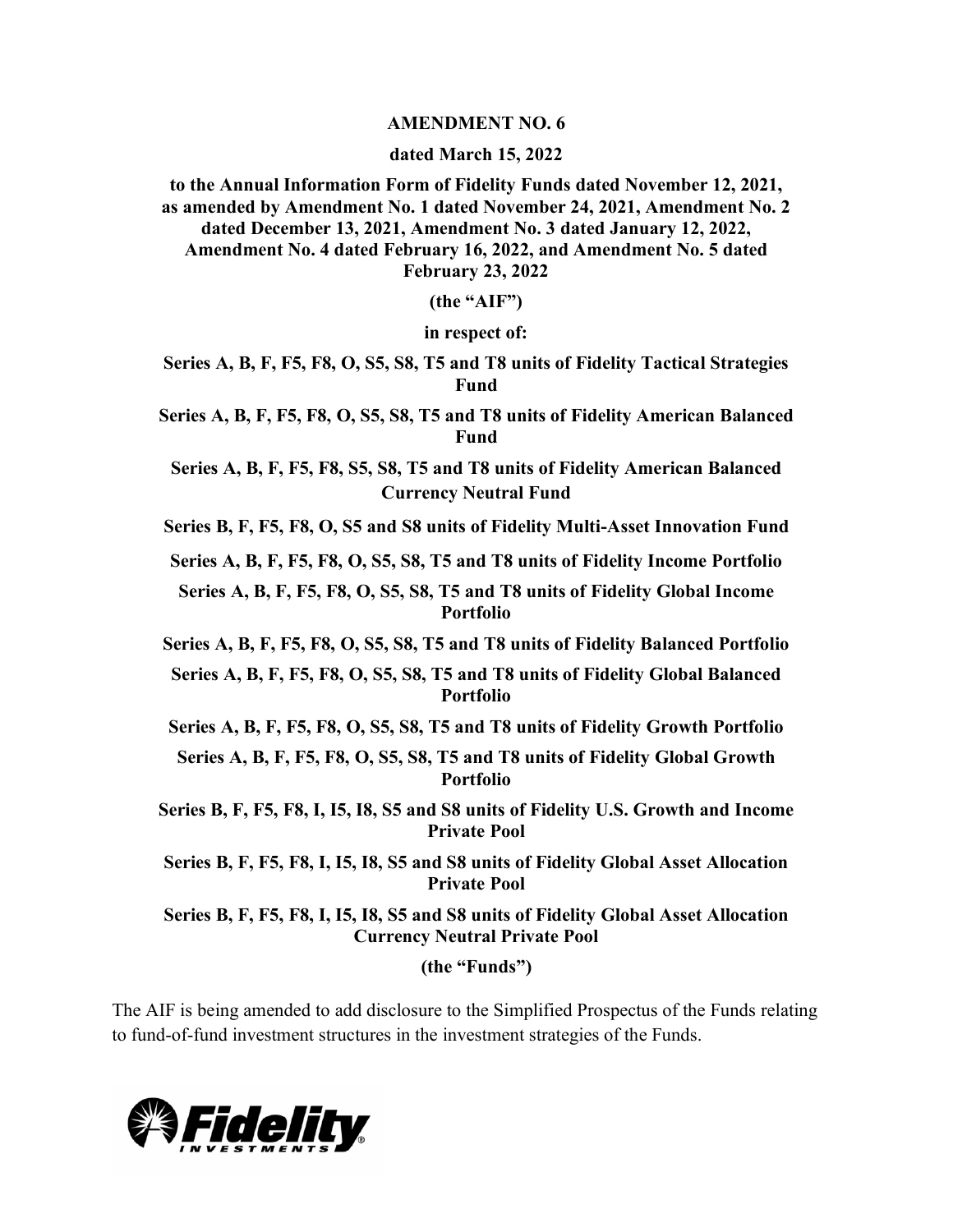**AMENDMENT NO. 6**

**dated March 15, 2022**

**to the Annual Information Form of Fidelity Funds dated November 12, 2021, as amended by Amendment No. 1 dated November 24, 2021, Amendment No. 2 dated December 13, 2021, Amendment No. 3 dated January 12, 2022, Amendment No. 4 dated February 16, 2022, and Amendment No. 5 dated February 23, 2022**

**(the "AIF")**

**in respect of:**

**Series A, B, F, F5, F8, O, S5, S8, T5 and T8 units of Fidelity Tactical Strategies Fund**

**Series A, B, F, F5, F8, O, S5, S8, T5 and T8 units of Fidelity American Balanced Fund**

**Series A, B, F, F5, F8, S5, S8, T5 and T8 units of Fidelity American Balanced Currency Neutral Fund**

**Series B, F, F5, F8, O, S5 and S8 units of Fidelity Multi-Asset Innovation Fund**

**Series A, B, F, F5, F8, O, S5, S8, T5 and T8 units of Fidelity Income Portfolio**

**Series A, B, F, F5, F8, O, S5, S8, T5 and T8 units of Fidelity Global Income Portfolio**

**Series A, B, F, F5, F8, O, S5, S8, T5 and T8 units of Fidelity Balanced Portfolio**

**Series A, B, F, F5, F8, O, S5, S8, T5 and T8 units of Fidelity Global Balanced Portfolio**

**Series A, B, F, F5, F8, O, S5, S8, T5 and T8 units of Fidelity Growth Portfolio**

**Series A, B, F, F5, F8, O, S5, S8, T5 and T8 units of Fidelity Global Growth Portfolio**

**Series B, F, F5, F8, I, I5, I8, S5 and S8 units of Fidelity U.S. Growth and Income Private Pool**

**Series B, F, F5, F8, I, I5, I8, S5 and S8 units of Fidelity Global Asset Allocation Private Pool**

**Series B, F, F5, F8, I, I5, I8, S5 and S8 units of Fidelity Global Asset Allocation Currency Neutral Private Pool**

**(the "Funds")**

The AIF is being amended to add disclosure to the Simplified Prospectus of the Funds relating to fund-of-fund investment structures in the investment strategies of the Funds.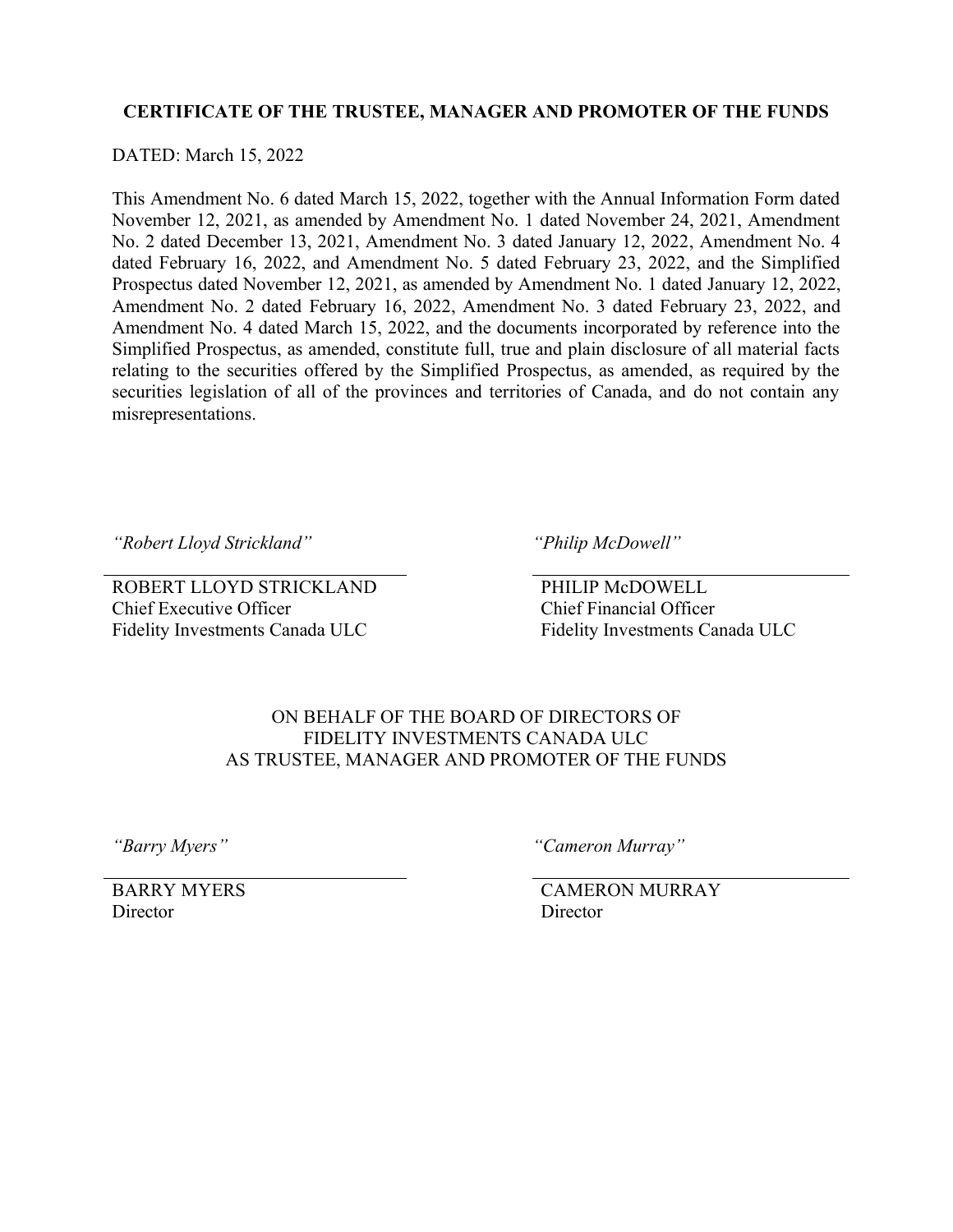**CERTIFICATE OF THE TRUSTEE, MANAGER AND PROMOTER OF THE FUNDS**

DATED: March 15, 2022

This Amendment No. 6 dated March 15, 2022, together with the Annual Information Form dated November 12, 2021, as amended by Amendment No. 1 dated November 24, 2021, Amendment No. 2 dated December 13, 2021, Amendment No. 3 dated January 12, 2022, Amendment No. 4 dated February 16, 2022, and Amendment No. 5 dated February 23, 2022, and the Simplified Prospectus dated November 12, 2021, as amended by Amendment No. 1 dated January 12, 2022, Amendment No. 2 dated February 16, 2022, Amendment No. 3 dated February 23, 2022, and Amendment No. 4 dated March 15, 2022, and the documents incorporated by reference into the Simplified Prospectus, as amended, constitute full, true and plain disclosure of all material facts relating to the securities offered by the Simplified Prospectus, as amended, as required by the securities legislation of all of the provinces and territories of Canada, and do not contain any misrepresentations.

*"Robert Lloyd Strickland"*

ROBERT LLOYD STRICKLAND
Chief Executive Officer
Fidelity Investments Canada ULC

*"Philip McDowell"*

PHILIP McDOWELL
Chief Financial Officer
Fidelity Investments Canada ULC

ON BEHALF OF THE BOARD OF DIRECTORS OF
FIDELITY INVESTMENTS CANADA ULC
AS TRUSTEE, MANAGER AND PROMOTER OF THE FUNDS

*"Barry Myers"*

BARRY MYERS
Director

*"Cameron Murray"*

CAMERON MURRAY
Director